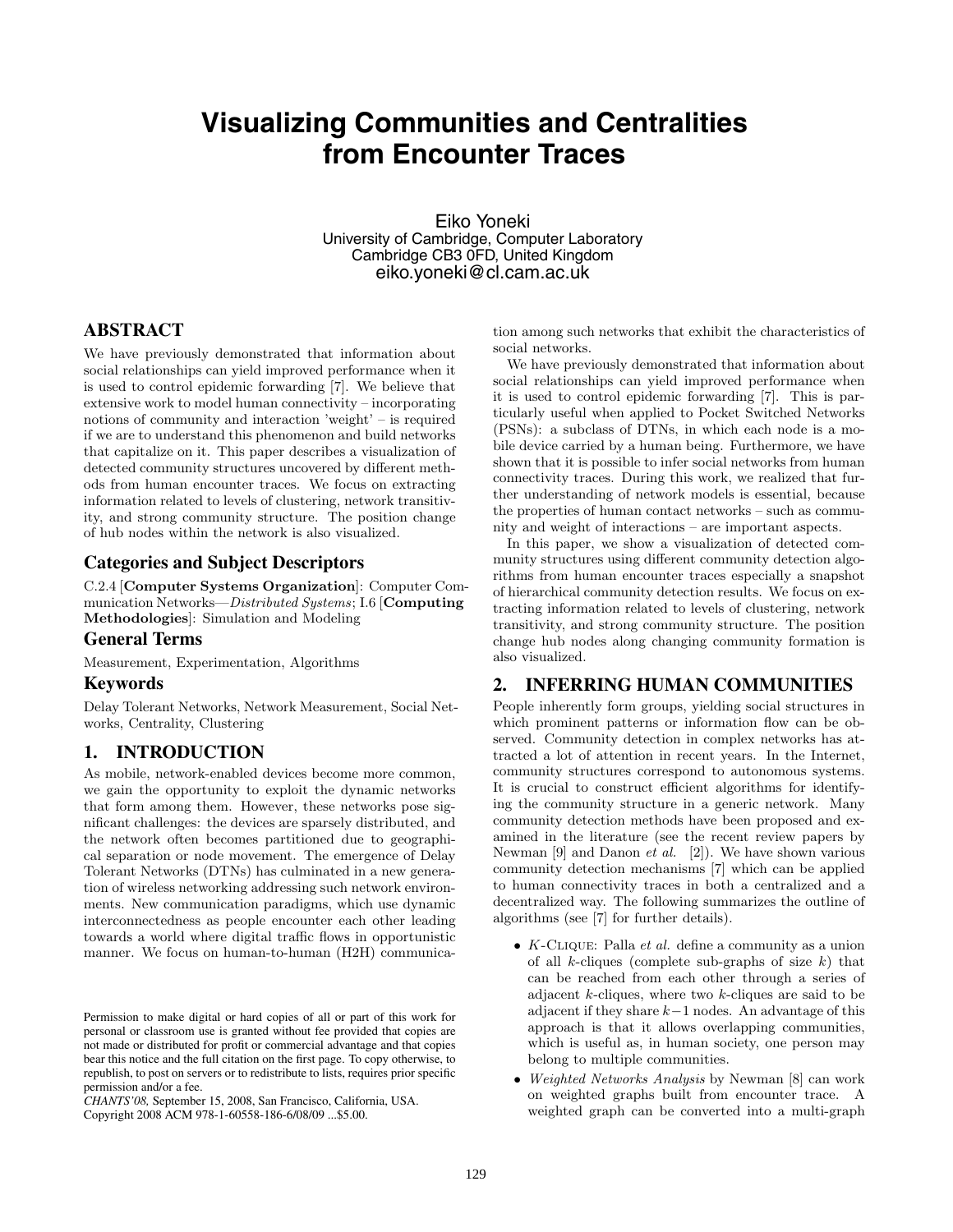# Visualizing Communities and Centralities from Encounter Traces

Eiko Yoneki
University of Cambridge, Computer Laboratory
Cambridge CB3 0FD, United Kingdom
eiko.yoneki@cl.cam.ac.uk

## ABSTRACT

We have previously demonstrated that information about social relationships can yield improved performance when it is used to control epidemic forwarding [7]. We believe that extensive work to model human connectivity – incorporating notions of community and interaction 'weight' – is required if we are to understand this phenomenon and build networks that capitalize on it. This paper describes a visualization of detected community structures uncovered by different methods from human encounter traces. We focus on extracting information related to levels of clustering, network transitivity, and strong community structure. The position change of hub nodes within the network is also visualized.

### Categories and Subject Descriptors

C.2.4 [**Computer Systems Organization**]: Computer Communication Networks—*Distributed Systems*; I.6 [**Computing Methodologies**]: Simulation and Modeling

### General Terms

Measurement, Experimentation, Algorithms

### Keywords

Delay Tolerant Networks, Network Measurement, Social Networks, Centrality, Clustering

## 1. INTRODUCTION

As mobile, network-enabled devices become more common, we gain the opportunity to exploit the dynamic networks that form among them. However, these networks pose significant challenges: the devices are sparsely distributed, and the network often becomes partitioned due to geographical separation or node movement. The emergence of Delay Tolerant Networks (DTNs) has culminated in a new generation of wireless networking addressing such network environments. New communication paradigms, which use dynamic interconnectedness as people encounter each other leading towards a world where digital traffic flows in opportunistic manner. We focus on human-to-human (H2H) communication among such networks that exhibit the characteristics of social networks.

We have previously demonstrated that information about social relationships can yield improved performance when it is used to control epidemic forwarding [7]. This is particularly useful when applied to Pocket Switched Networks (PSNs): a subclass of DTNs, in which each node is a mobile device carried by a human being. Furthermore, we have shown that it is possible to infer social networks from human connectivity traces. During this work, we realized that further understanding of network models is essential, because the properties of human contact networks – such as community and weight of interactions – are important aspects.

In this paper, we show a visualization of detected community structures using different community detection algorithms from human encounter traces especially a snapshot of hierarchical community detection results. We focus on extracting information related to levels of clustering, network transitivity, and strong community structure. The position change hub nodes along changing community formation is also visualized.

Permission to make digital or hard copies of all or part of this work for personal or classroom use is granted without fee provided that copies are not made or distributed for profit or commercial advantage and that copies bear this notice and the full citation on the first page. To copy otherwise, to republish, to post on servers or to redistribute to lists, requires prior specific permission and/or a fee.
*CHANTS'08*, September 15, 2008, San Francisco, California, USA.
Copyright 2008 ACM 978-1-60558-186-6/08/09 ...$5.00.

## 2. INFERRING HUMAN COMMUNITIES

People inherently form groups, yielding social structures in which prominent patterns or information flow can be observed. Community detection in complex networks has attracted a lot of attention in recent years. In the Internet, community structures correspond to autonomous systems. It is crucial to construct efficient algorithms for identifying the community structure in a generic network. Many community detection methods have been proposed and examined in the literature (see the recent review papers by Newman [9] and Danon *et al.* [2]). We have shown various community detection mechanisms [7] which can be applied to human connectivity traces in both a centralized and a decentralized way. The following summarizes the outline of algorithms (see [7] for further details).

- $K$-CLIQUE: Palla *et al.* define a community as a union of all $k$-cliques (complete sub-graphs of size $k$) that can be reached from each other through a series of adjacent $k$-cliques, where two $k$-cliques are said to be adjacent if they share $k-1$ nodes. An advantage of this approach is that it allows overlapping communities, which is useful as, in human society, one person may belong to multiple communities.
- *Weighted Networks Analysis* by Newman [8] can work on weighted graphs built from encounter trace. A weighted graph can be converted into a multi-graph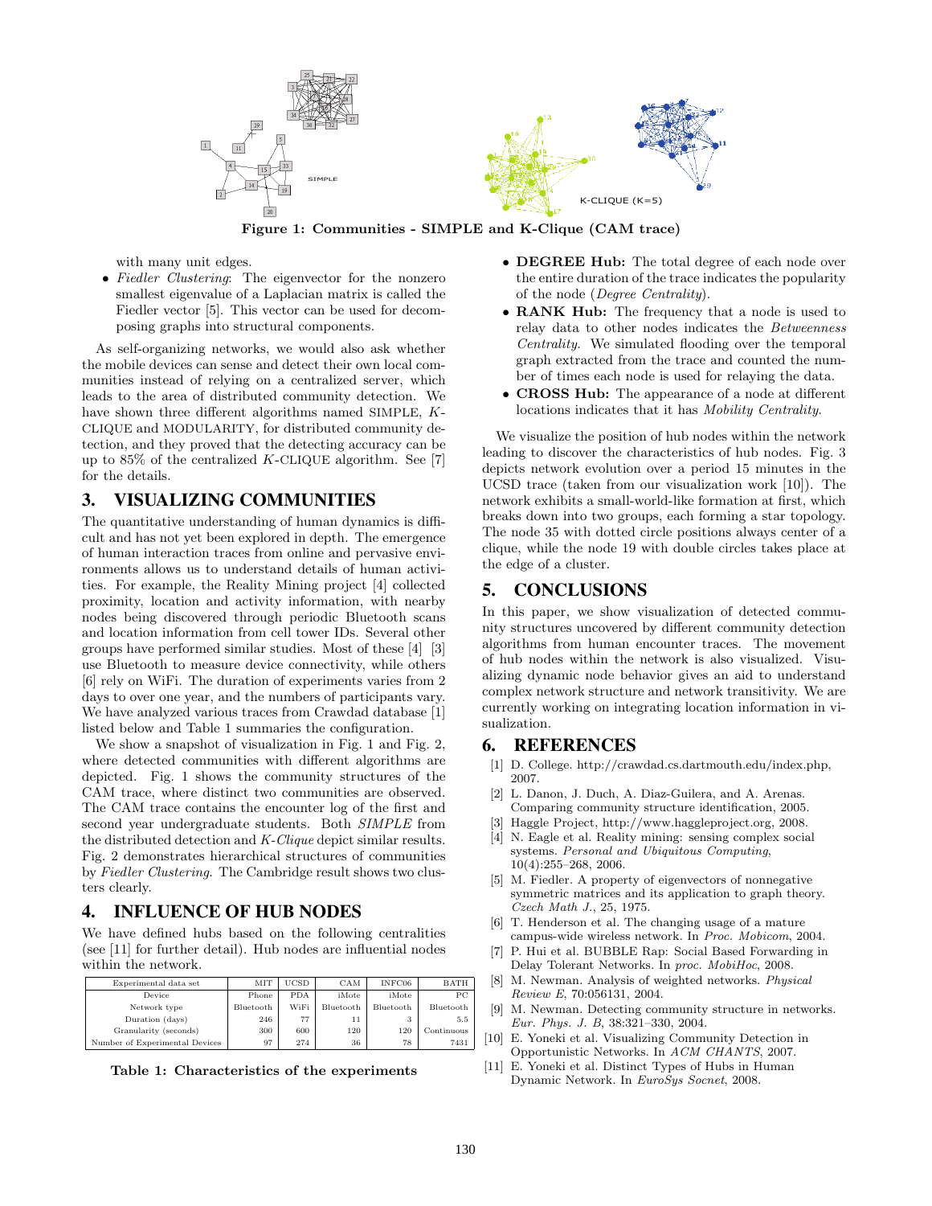Figure 1: Communities - SIMPLE and K-Clique (CAM trace)

with many unit edges.

- *Fiedler Clustering*: The eigenvector for the nonzero smallest eigenvalue of a Laplacian matrix is called the Fiedler vector [5]. This vector can be used for decomposing graphs into structural components.

As self-organizing networks, we would also ask whether the mobile devices can sense and detect their own local communities instead of relying on a centralized server, which leads to the area of distributed community detection. We have shown three different algorithms named SIMPLE, $K$-CLIQUE and MODULARITY, for distributed community detection, and they proved that the detecting accuracy can be up to 85% of the centralized $K$-CLIQUE algorithm. See [7] for the details.

## 3. VISUALIZING COMMUNITIES

The quantitative understanding of human dynamics is difficult and has not yet been explored in depth. The emergence of human interaction traces from online and pervasive environments allows us to understand details of human activities. For example, the Reality Mining project [4] collected proximity, location and activity information, with nearby nodes being discovered through periodic Bluetooth scans and location information from cell tower IDs. Several other groups have performed similar studies. Most of these [4] [3] use Bluetooth to measure device connectivity, while others [6] rely on WiFi. The duration of experiments varies from 2 days to over one year, and the numbers of participants vary. We have analyzed various traces from Crawdad database [1] listed below and Table 1 summaries the configuration.

We show a snapshot of visualization in Fig. 1 and Fig. 2, where detected communities with different algorithms are depicted. Fig. 1 shows the community structures of the CAM trace, where distinct two communities are observed. The CAM trace contains the encounter log of the first and second year undergraduate students. Both *SIMPLE* from the distributed detection and *K-Clique* depict similar results. Fig. 2 demonstrates hierarchical structures of communities by *Fiedler Clustering*. The Cambridge result shows two clusters clearly.

## 4. INFLUENCE OF HUB NODES

We have defined hubs based on the following centralities (see [11] for further detail). Hub nodes are influential nodes within the network.

| Experimental data set | MIT | UCSD | CAM | INFC06 | BATH |
|---|---|---|---|---|---|
| Device | Phone | PDA | iMote | iMote | PC |
| Network type | Bluetooth | WiFi | Bluetooth | Bluetooth | Bluetooth |
| Duration (days) | 246 | 77 | 11 | 3 | 5.5 |
| Granularity (seconds) | 300 | 600 | 120 | 120 | Continuous |
| Number of Experimental Devices | 97 | 274 | 36 | 78 | 7431 |

Table 1: Characteristics of the experiments

- **DEGREE Hub:** The total degree of each node over the entire duration of the trace indicates the popularity of the node (*Degree Centrality*).
- **RANK Hub:** The frequency that a node is used to relay data to other nodes indicates the *Betweenness Centrality*. We simulated flooding over the temporal graph extracted from the trace and counted the number of times each node is used for relaying the data.
- **CROSS Hub:** The appearance of a node at different locations indicates that it has *Mobility Centrality*.

We visualize the position of hub nodes within the network leading to discover the characteristics of hub nodes. Fig. 3 depicts network evolution over a period 15 minutes in the UCSD trace (taken from our visualization work [10]). The network exhibits a small-world-like formation at first, which breaks down into two groups, each forming a star topology. The node 35 with dotted circle positions always center of a clique, while the node 19 with double circles takes place at the edge of a cluster.

## 5. CONCLUSIONS

In this paper, we show visualization of detected community structures uncovered by different community detection algorithms from human encounter traces. The movement of hub nodes within the network is also visualized. Visualizing dynamic node behavior gives an aid to understand complex network structure and network transitivity. We are currently working on integrating location information in visualization.

## 6. REFERENCES

[1] D. College. http://crawdad.cs.dartmouth.edu/index.php, 2007.

[2] L. Danon, J. Duch, A. Diaz-Guilera, and A. Arenas. Comparing community structure identification, 2005.

[3] Haggle Project, http://www.haggleproject.org, 2008.

[4] N. Eagle et al. Reality mining: sensing complex social systems. *Personal and Ubiquitous Computing*, 10(4):255–268, 2006.

[5] M. Fiedler. A property of eigenvectors of nonnegative symmetric matrices and its application to graph theory. *Czech Math J.*, 25, 1975.

[6] T. Henderson et al. The changing usage of a mature campus-wide wireless network. In *Proc. Mobicom*, 2004.

[7] P. Hui et al. BUBBLE Rap: Social Based Forwarding in Delay Tolerant Networks. In *proc. MobiHoc*, 2008.

[8] M. Newman. Analysis of weighted networks. *Physical Review E*, 70:056131, 2004.

[9] M. Newman. Detecting community structure in networks. *Eur. Phys. J. B*, 38:321–330, 2004.

[10] E. Yoneki et al. Visualizing Community Detection in Opportunistic Networks. In *ACM CHANTS*, 2007.

[11] E. Yoneki et al. Distinct Types of Hubs in Human Dynamic Network. In *EuroSys Socnet*, 2008.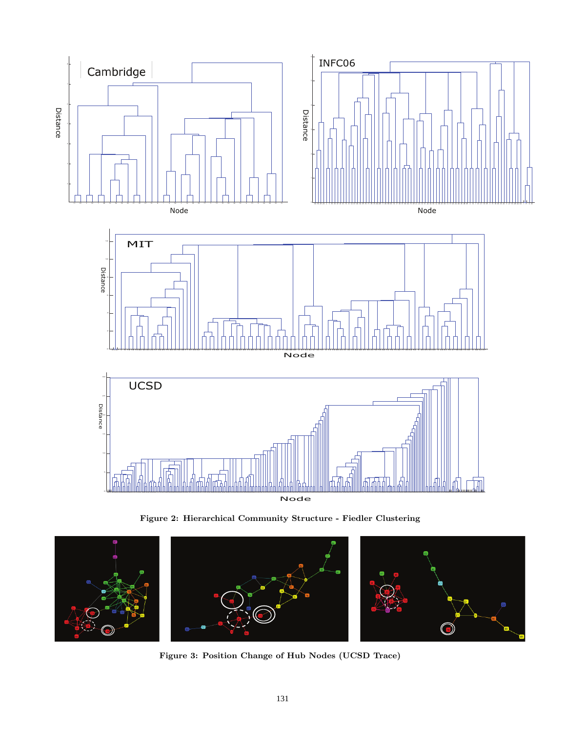Cambridge

Distance

Node

INFC06

Distance

Node

MIT

Distance

Node

UCSD

Distance

Node

**Figure 2: Hierarchical Community Structure - Fiedler Clustering**

**Figure 3: Position Change of Hub Nodes (UCSD Trace)**